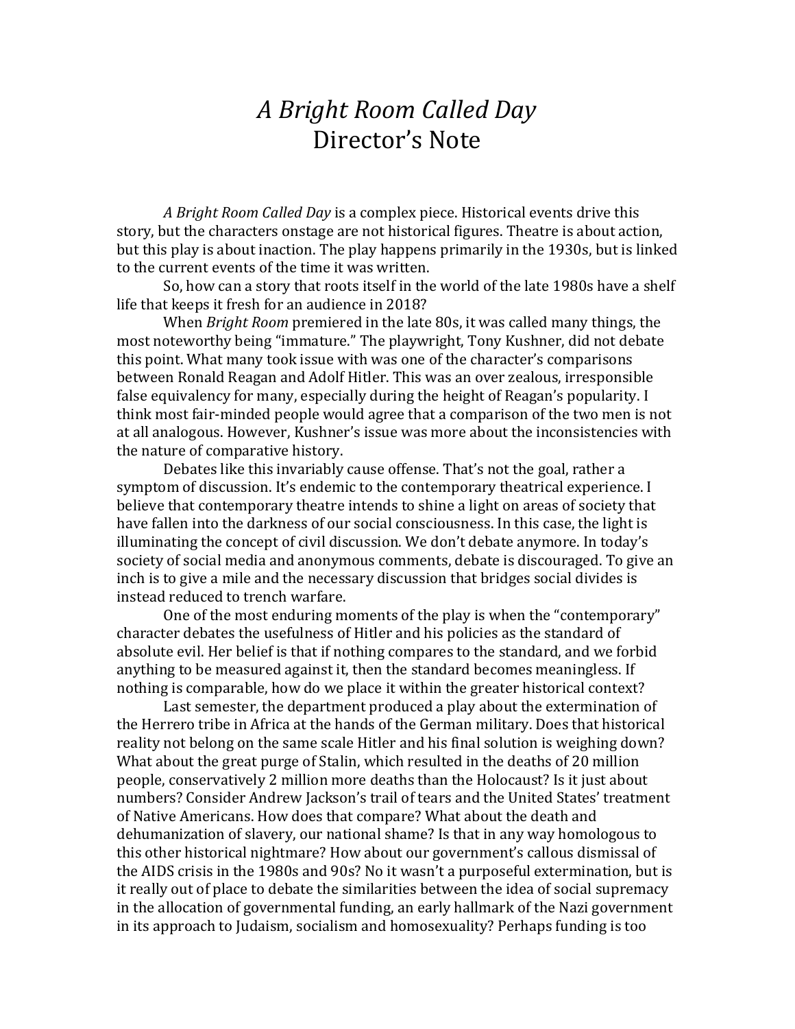# *A Bright Room Called Day*
# Director's Note

*A Bright Room Called Day* is a complex piece. Historical events drive this story, but the characters onstage are not historical figures. Theatre is about action, but this play is about inaction. The play happens primarily in the 1930s, but is linked to the current events of the time it was written.

So, how can a story that roots itself in the world of the late 1980s have a shelf life that keeps it fresh for an audience in 2018?

When *Bright Room* premiered in the late 80s, it was called many things, the most noteworthy being "immature." The playwright, Tony Kushner, did not debate this point. What many took issue with was one of the character's comparisons between Ronald Reagan and Adolf Hitler. This was an over zealous, irresponsible false equivalency for many, especially during the height of Reagan's popularity. I think most fair-minded people would agree that a comparison of the two men is not at all analogous. However, Kushner's issue was more about the inconsistencies with the nature of comparative history.

Debates like this invariably cause offense. That's not the goal, rather a symptom of discussion. It's endemic to the contemporary theatrical experience. I believe that contemporary theatre intends to shine a light on areas of society that have fallen into the darkness of our social consciousness. In this case, the light is illuminating the concept of civil discussion. We don't debate anymore. In today's society of social media and anonymous comments, debate is discouraged. To give an inch is to give a mile and the necessary discussion that bridges social divides is instead reduced to trench warfare.

One of the most enduring moments of the play is when the "contemporary" character debates the usefulness of Hitler and his policies as the standard of absolute evil. Her belief is that if nothing compares to the standard, and we forbid anything to be measured against it, then the standard becomes meaningless. If nothing is comparable, how do we place it within the greater historical context?

Last semester, the department produced a play about the extermination of the Herrero tribe in Africa at the hands of the German military. Does that historical reality not belong on the same scale Hitler and his final solution is weighing down? What about the great purge of Stalin, which resulted in the deaths of 20 million people, conservatively 2 million more deaths than the Holocaust? Is it just about numbers? Consider Andrew Jackson's trail of tears and the United States' treatment of Native Americans. How does that compare? What about the death and dehumanization of slavery, our national shame? Is that in any way homologous to this other historical nightmare? How about our government's callous dismissal of the AIDS crisis in the 1980s and 90s? No it wasn't a purposeful extermination, but is it really out of place to debate the similarities between the idea of social supremacy in the allocation of governmental funding, an early hallmark of the Nazi government in its approach to Judaism, socialism and homosexuality? Perhaps funding is too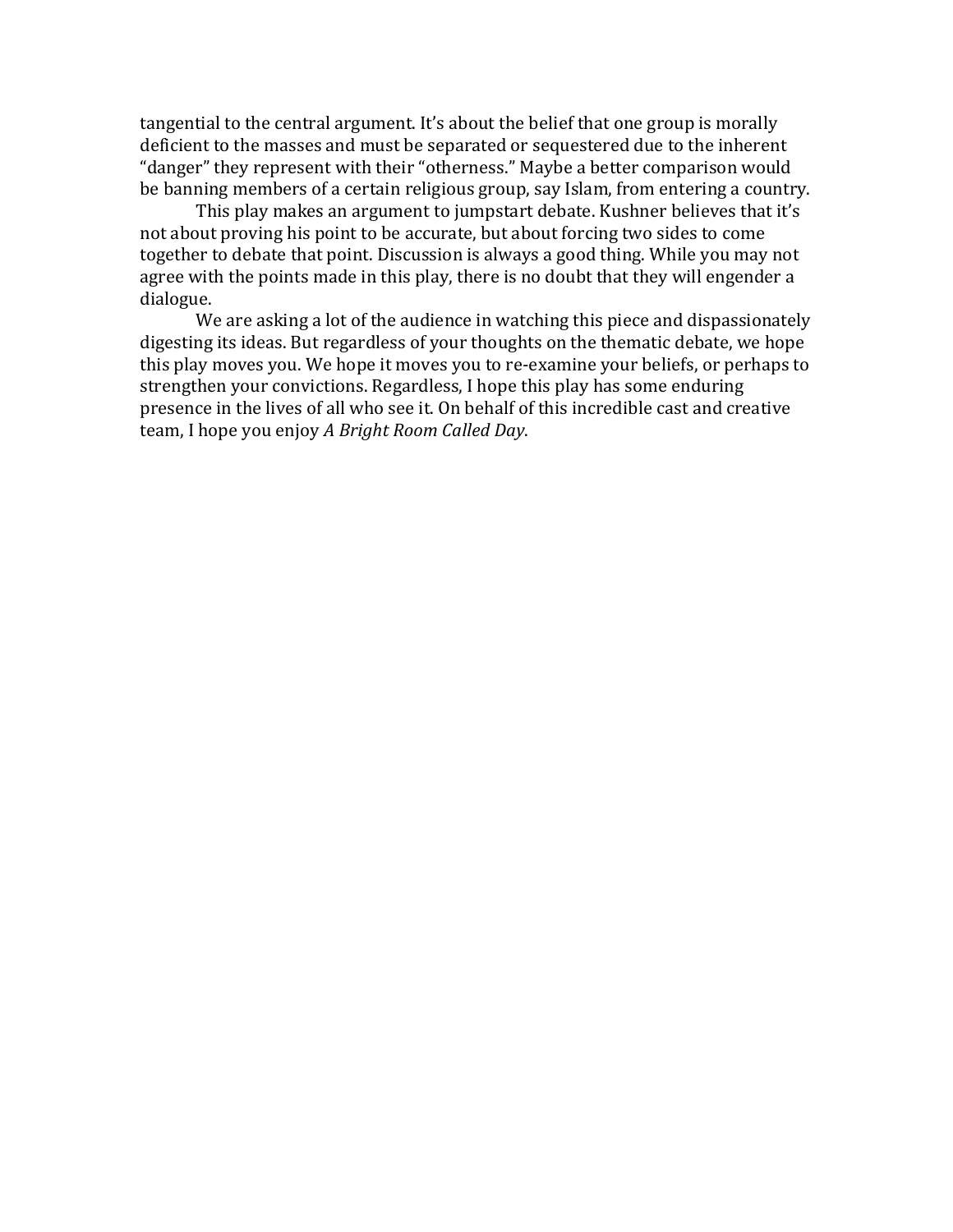tangential to the central argument. It's about the belief that one group is morally deficient to the masses and must be separated or sequestered due to the inherent "danger" they represent with their "otherness." Maybe a better comparison would be banning members of a certain religious group, say Islam, from entering a country.

This play makes an argument to jumpstart debate. Kushner believes that it's not about proving his point to be accurate, but about forcing two sides to come together to debate that point. Discussion is always a good thing. While you may not agree with the points made in this play, there is no doubt that they will engender a dialogue.

We are asking a lot of the audience in watching this piece and dispassionately digesting its ideas. But regardless of your thoughts on the thematic debate, we hope this play moves you. We hope it moves you to re-examine your beliefs, or perhaps to strengthen your convictions. Regardless, I hope this play has some enduring presence in the lives of all who see it. On behalf of this incredible cast and creative team, I hope you enjoy *A Bright Room Called Day*.